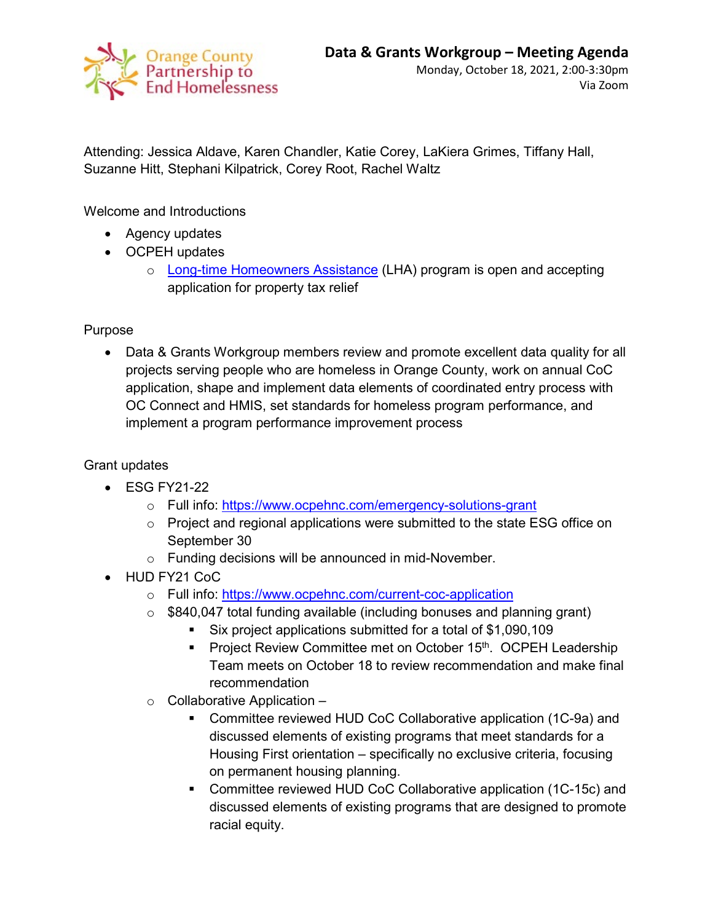Orange County Partnership to End Homelessness

# Data & Grants Workgroup – Meeting Agenda

Monday, October 18, 2021, 2:00-3:30pm
Via Zoom

Attending: Jessica Aldave, Karen Chandler, Katie Corey, LaKiera Grimes, Tiffany Hall, Suzanne Hitt, Stephani Kilpatrick, Corey Root, Rachel Waltz

Welcome and Introductions

- Agency updates
- OCPEH updates
    - Long-time Homeowners Assistance (LHA) program is open and accepting application for property tax relief

Purpose

- Data & Grants Workgroup members review and promote excellent data quality for all projects serving people who are homeless in Orange County, work on annual CoC application, shape and implement data elements of coordinated entry process with OC Connect and HMIS, set standards for homeless program performance, and implement a program performance improvement process

Grant updates

- ESG FY21-22
    - Full info: https://www.ocpehnc.com/emergency-solutions-grant
    - Project and regional applications were submitted to the state ESG office on September 30
    - Funding decisions will be announced in mid-November.
- HUD FY21 CoC
    - Full info: https://www.ocpehnc.com/current-coc-application
    - $840,047 total funding available (including bonuses and planning grant)
        - Six project applications submitted for a total of $1,090,109
        - Project Review Committee met on October 15th. OCPEH Leadership Team meets on October 18 to review recommendation and make final recommendation
    - Collaborative Application –
        - Committee reviewed HUD CoC Collaborative application (1C-9a) and discussed elements of existing programs that meet standards for a Housing First orientation – specifically no exclusive criteria, focusing on permanent housing planning.
        - Committee reviewed HUD CoC Collaborative application (1C-15c) and discussed elements of existing programs that are designed to promote racial equity.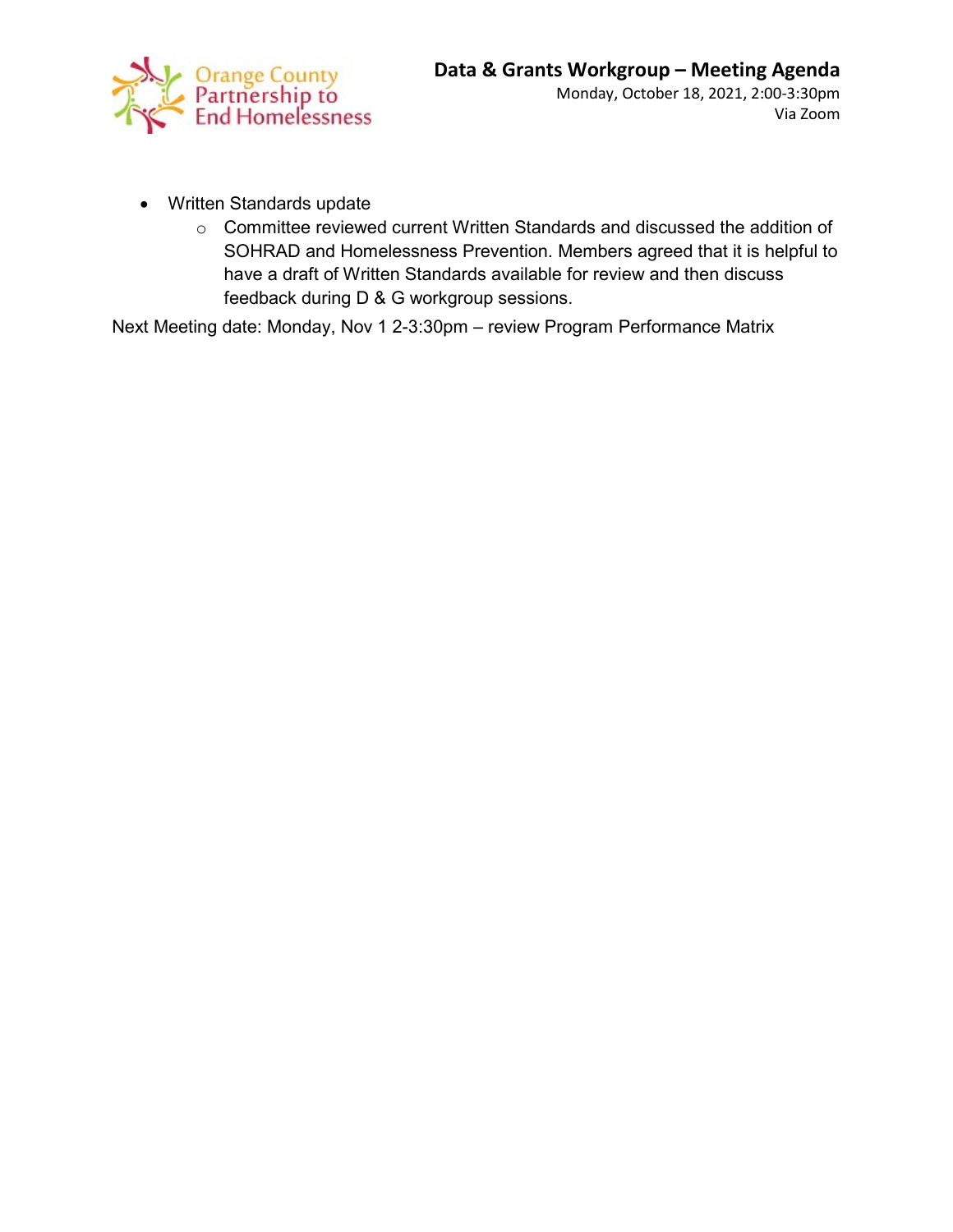- Written Standards update
  - Committee reviewed current Written Standards and discussed the addition of SOHRAD and Homelessness Prevention. Members agreed that it is helpful to have a draft of Written Standards available for review and then discuss feedback during D & G workgroup sessions.

Next Meeting date: Monday, Nov 1 2-3:30pm – review Program Performance Matrix